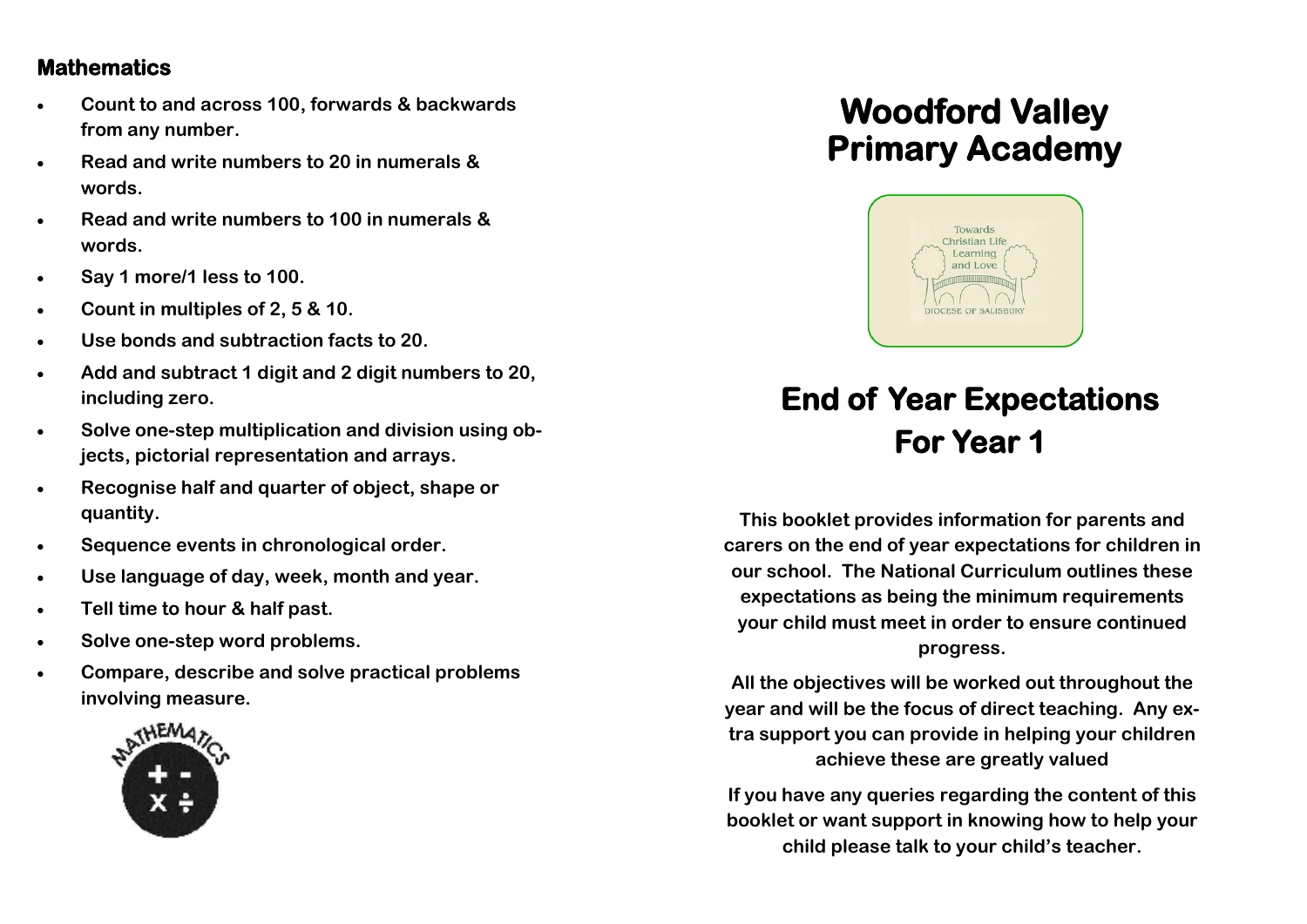## Mathematics

- Count to and across 100, forwards & backwards from any number.
- Read and write numbers to 20 in numerals & words.
- Read and write numbers to 100 in numerals & words.
- Say 1 more/1 less to 100.
- Count in multiples of 2, 5 & 10.
- Use bonds and subtraction facts to 20.
- Add and subtract 1 digit and 2 digit numbers to 20, including zero.
- Solve one-step multiplication and division using objects, pictorial representation and arrays.
- Recognise half and quarter of object, shape or quantity.
- Sequence events in chronological order.
- Use language of day, week, month and year.
- Tell time to hour & half past.
- Solve one-step word problems.
- Compare, describe and solve practical problems involving measure.

# Woodford Valley Primary Academy

Towards Christian Life Learning and Love

DIOCESE OF SALISBURY

# End of Year Expectations For Year 1

**This booklet provides information for parents and carers on the end of year expectations for children in our school. The National Curriculum outlines these expectations as being the minimum requirements your child must meet in order to ensure continued progress.**

**All the objectives will be worked out throughout the year and will be the focus of direct teaching. Any extra support you can provide in helping your children achieve these are greatly valued**

**If you have any queries regarding the content of this booklet or want support in knowing how to help your child please talk to your child's teacher.**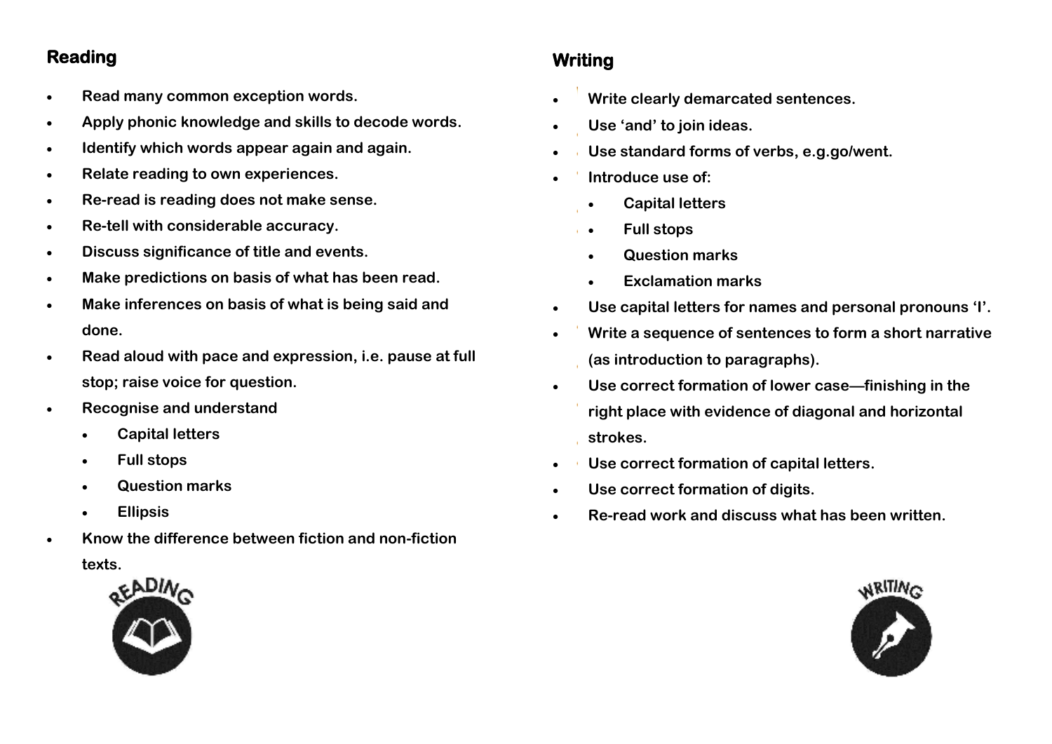## Reading

- Read many common exception words.
- Apply phonic knowledge and skills to decode words.
- Identify which words appear again and again.
- Relate reading to own experiences.
- Re-read is reading does not make sense.
- Re-tell with considerable accuracy.
- Discuss significance of title and events.
- Make predictions on basis of what has been read.
- Make inferences on basis of what is being said and done.
- Read aloud with pace and expression, i.e. pause at full stop; raise voice for question.
- Recognise and understand
    - Capital letters
    - Full stops
    - Question marks
    - Ellipsis
- Know the difference between fiction and non-fiction texts.

## Writing

- Write clearly demarcated sentences.
- Use 'and' to join ideas.
- Use standard forms of verbs, e.g.go/went.
- Introduce use of:
    - Capital letters
    - Full stops
    - Question marks
    - Exclamation marks
- Use capital letters for names and personal pronouns 'I'.
- Write a sequence of sentences to form a short narrative (as introduction to paragraphs).
- Use correct formation of lower case—finishing in the right place with evidence of diagonal and horizontal strokes.
- Use correct formation of capital letters.
- Use correct formation of digits.
- Re-read work and discuss what has been written.